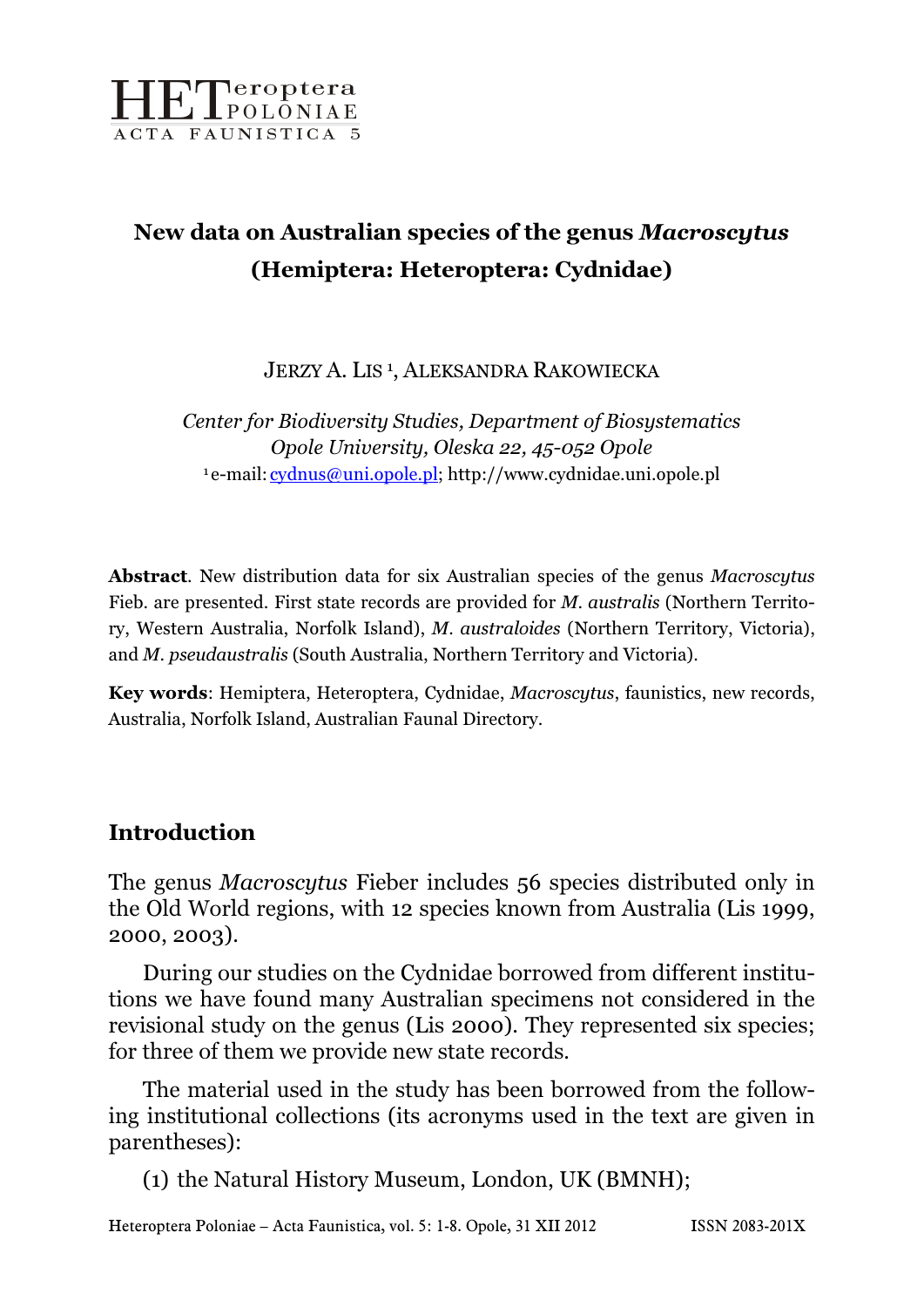# New data on Australian species of the genus *Macroscytus* (Hemiptera: Heteroptera: Cydnidae)

JERZY A. LIS [1], ALEKSANDRA RAKOWIECKA

*Center for Biodiversity Studies, Department of Biosystematics*
*Opole University, Oleska 22, 45-052 Opole*
[1] e-mail: cydnus@uni.opole.pl; http://www.cydnidae.uni.opole.pl

**Abstract**. New distribution data for six Australian species of the genus *Macroscytus* Fieb. are presented. First state records are provided for *M. australis* (Northern Territory, Western Australia, Norfolk Island), *M. australoides* (Northern Territory, Victoria), and *M. pseudaustralis* (South Australia, Northern Territory and Victoria).

**Key words**: Hemiptera, Heteroptera, Cydnidae, *Macroscytus*, faunistics, new records, Australia, Norfolk Island, Australian Faunal Directory.

## Introduction

The genus *Macroscytus* Fieber includes 56 species distributed only in the Old World regions, with 12 species known from Australia (Lis 1999, 2000, 2003).

During our studies on the Cydnidae borrowed from different institutions we have found many Australian specimens not considered in the revisional study on the genus (Lis 2000). They represented six species; for three of them we provide new state records.

The material used in the study has been borrowed from the following institutional collections (its acronyms used in the text are given in parentheses):

(1) the Natural History Museum, London, UK (BMNH);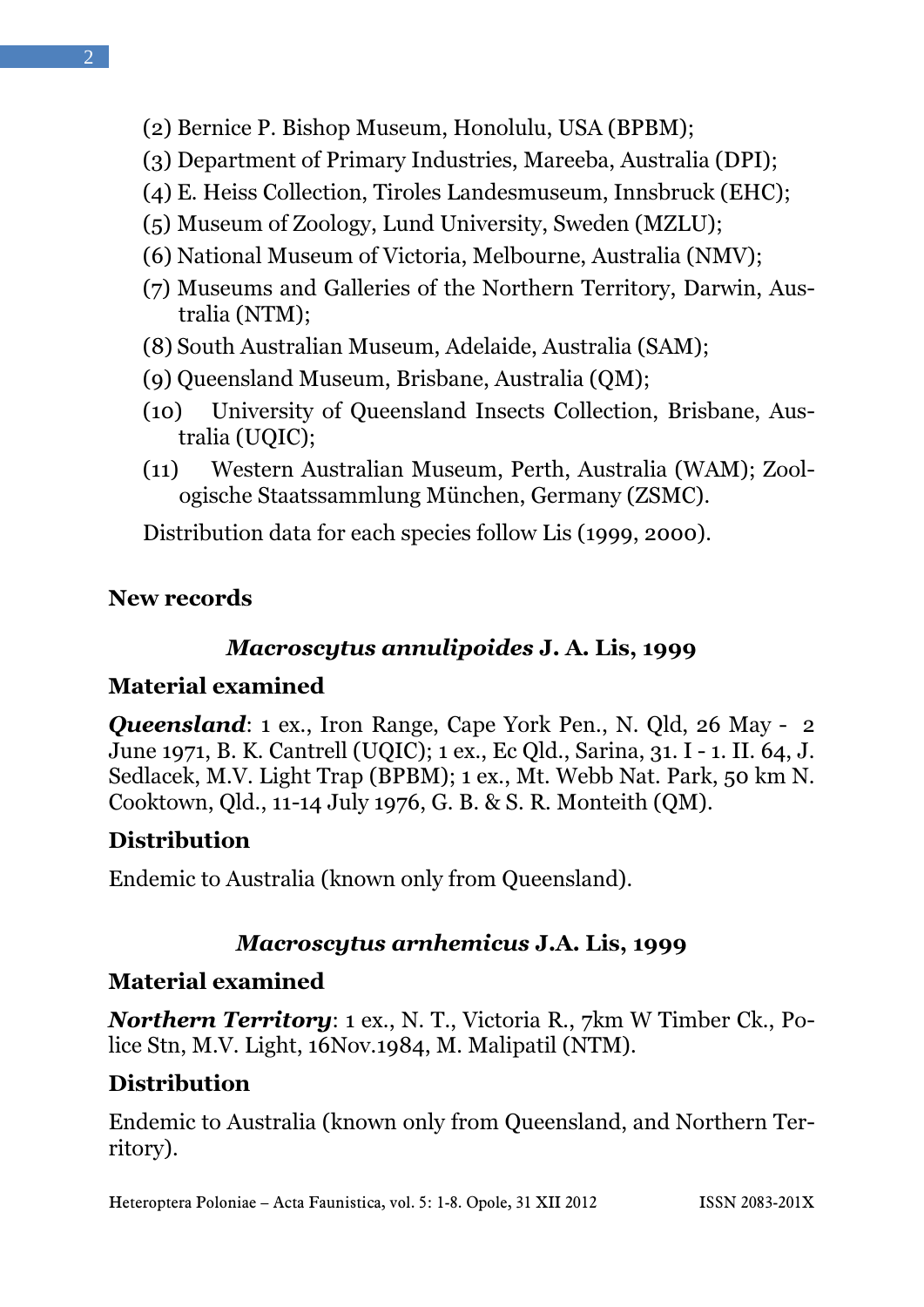(2) Bernice P. Bishop Museum, Honolulu, USA (BPBM);

(3) Department of Primary Industries, Mareeba, Australia (DPI);

(4) E. Heiss Collection, Tiroles Landesmuseum, Innsbruck (EHC);

(5) Museum of Zoology, Lund University, Sweden (MZLU);

(6) National Museum of Victoria, Melbourne, Australia (NMV);

(7) Museums and Galleries of the Northern Territory, Darwin, Australia (NTM);

(8) South Australian Museum, Adelaide, Australia (SAM);

(9) Queensland Museum, Brisbane, Australia (QM);

(10) University of Queensland Insects Collection, Brisbane, Australia (UQIC);

(11) Western Australian Museum, Perth, Australia (WAM); Zoologische Staatssammlung München, Germany (ZSMC).

Distribution data for each species follow Lis (1999, 2000).

## New records

### *Macroscytus annulipoides* J. A. Lis, 1999

**Material examined**

***Queensland***: 1 ex., Iron Range, Cape York Pen., N. Qld, 26 May - 2 June 1971, B. K. Cantrell (UQIC); 1 ex., Ec Qld., Sarina, 31. I - 1. II. 64, J. Sedlacek, M.V. Light Trap (BPBM); 1 ex., Mt. Webb Nat. Park, 50 km N. Cooktown, Qld., 11-14 July 1976, G. B. & S. R. Monteith (QM).

**Distribution**

Endemic to Australia (known only from Queensland).

### *Macroscytus arnhemicus* J.A. Lis, 1999

**Material examined**

***Northern Territory***: 1 ex., N. T., Victoria R., 7km W Timber Ck., Police Stn, M.V. Light, 16Nov.1984, M. Malipatil (NTM).

**Distribution**

Endemic to Australia (known only from Queensland, and Northern Territory).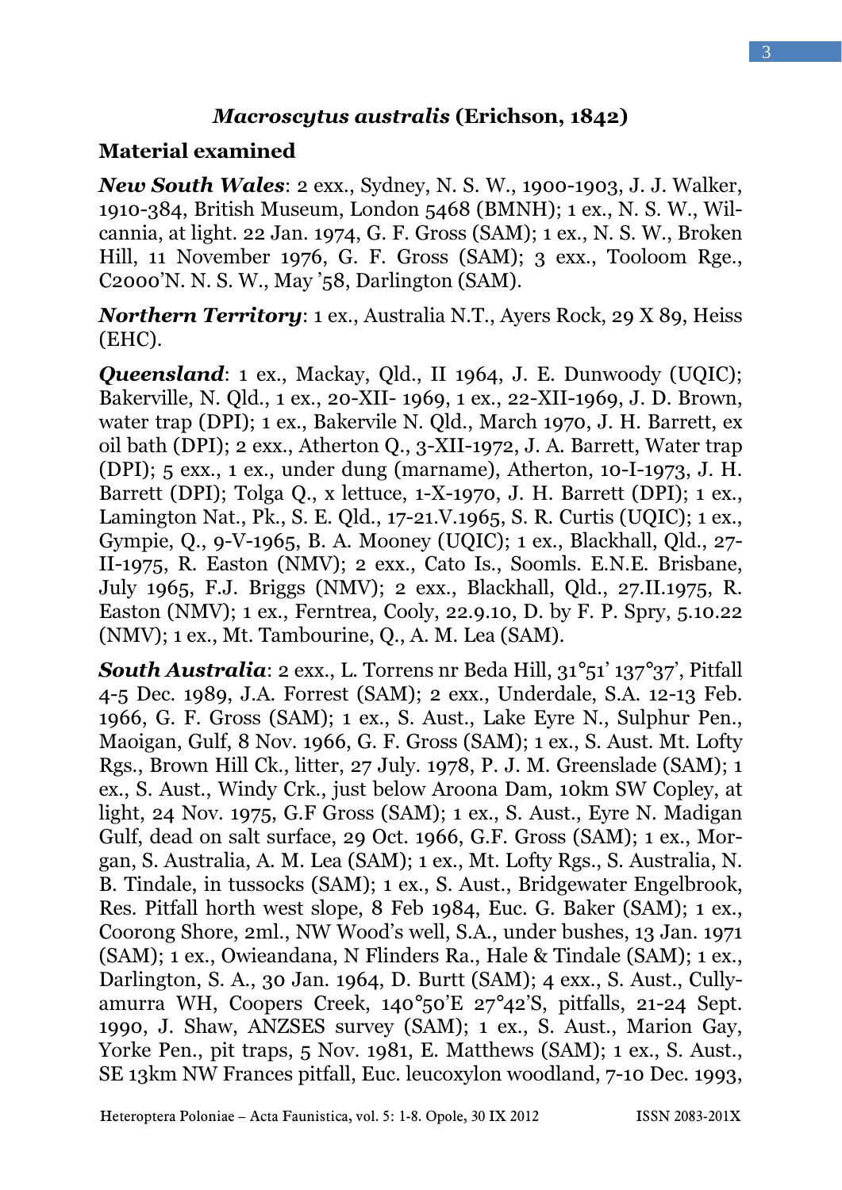### *Macroscytus australis* (Erichson, 1842)

## Material examined

***New South Wales***: 2 exx., Sydney, N. S. W., 1900-1903, J. J. Walker, 1910-384, British Museum, London 5468 (BMNH); 1 ex., N. S. W., Wilcannia, at light. 22 Jan. 1974, G. F. Gross (SAM); 1 ex., N. S. W., Broken Hill, 11 November 1976, G. F. Gross (SAM); 3 exx., Tooloom Rge., C2000'N. N. S. W., May '58, Darlington (SAM).

***Northern Territory***: 1 ex., Australia N.T., Ayers Rock, 29 X 89, Heiss (EHC).

***Queensland***: 1 ex., Mackay, Qld., II 1964, J. E. Dunwoody (UQIC); Bakerville, N. Qld., 1 ex., 20-XII- 1969, 1 ex., 22-XII-1969, J. D. Brown, water trap (DPI); 1 ex., Bakervile N. Qld., March 1970, J. H. Barrett, ex oil bath (DPI); 2 exx., Atherton Q., 3-XII-1972, J. A. Barrett, Water trap (DPI); 5 exx., 1 ex., under dung (marname), Atherton, 10-I-1973, J. H. Barrett (DPI); Tolga Q., x lettuce, 1-X-1970, J. H. Barrett (DPI); 1 ex., Lamington Nat., Pk., S. E. Qld., 17-21.V.1965, S. R. Curtis (UQIC); 1 ex., Gympie, Q., 9-V-1965, B. A. Mooney (UQIC); 1 ex., Blackhall, Qld., 27-II-1975, R. Easton (NMV); 2 exx., Cato Is., Soomls. E.N.E. Brisbane, July 1965, F.J. Briggs (NMV); 2 exx., Blackhall, Qld., 27.II.1975, R. Easton (NMV); 1 ex., Ferntrea, Cooly, 22.9.10, D. by F. P. Spry, 5.10.22 (NMV); 1 ex., Mt. Tambourine, Q., A. M. Lea (SAM).

***South Australia***: 2 exx., L. Torrens nr Beda Hill, 31°51' 137°37', Pitfall 4-5 Dec. 1989, J.A. Forrest (SAM); 2 exx., Underdale, S.A. 12-13 Feb. 1966, G. F. Gross (SAM); 1 ex., S. Aust., Lake Eyre N., Sulphur Pen., Maoigan, Gulf, 8 Nov. 1966, G. F. Gross (SAM); 1 ex., S. Aust. Mt. Lofty Rgs., Brown Hill Ck., litter, 27 July. 1978, P. J. M. Greenslade (SAM); 1 ex., S. Aust., Windy Crk., just below Aroona Dam, 10km SW Copley, at light, 24 Nov. 1975, G.F Gross (SAM); 1 ex., S. Aust., Eyre N. Madigan Gulf, dead on salt surface, 29 Oct. 1966, G.F. Gross (SAM); 1 ex., Morgan, S. Australia, A. M. Lea (SAM); 1 ex., Mt. Lofty Rgs., S. Australia, N. B. Tindale, in tussocks (SAM); 1 ex., S. Aust., Bridgewater Engelbrook, Res. Pitfall horth west slope, 8 Feb 1984, Euc. G. Baker (SAM); 1 ex., Coorong Shore, 2ml., NW Wood's well, S.A., under bushes, 13 Jan. 1971 (SAM); 1 ex., Owieandana, N Flinders Ra., Hale & Tindale (SAM); 1 ex., Darlington, S. A., 30 Jan. 1964, D. Burtt (SAM); 4 exx., S. Aust., Cullyamurra WH, Coopers Creek, 140°50'E 27°42'S, pitfalls, 21-24 Sept. 1990, J. Shaw, ANZSES survey (SAM); 1 ex., S. Aust., Marion Gay, Yorke Pen., pit traps, 5 Nov. 1981, E. Matthews (SAM); 1 ex., S. Aust., SE 13km NW Frances pitfall, Euc. leucoxylon woodland, 7-10 Dec. 1993,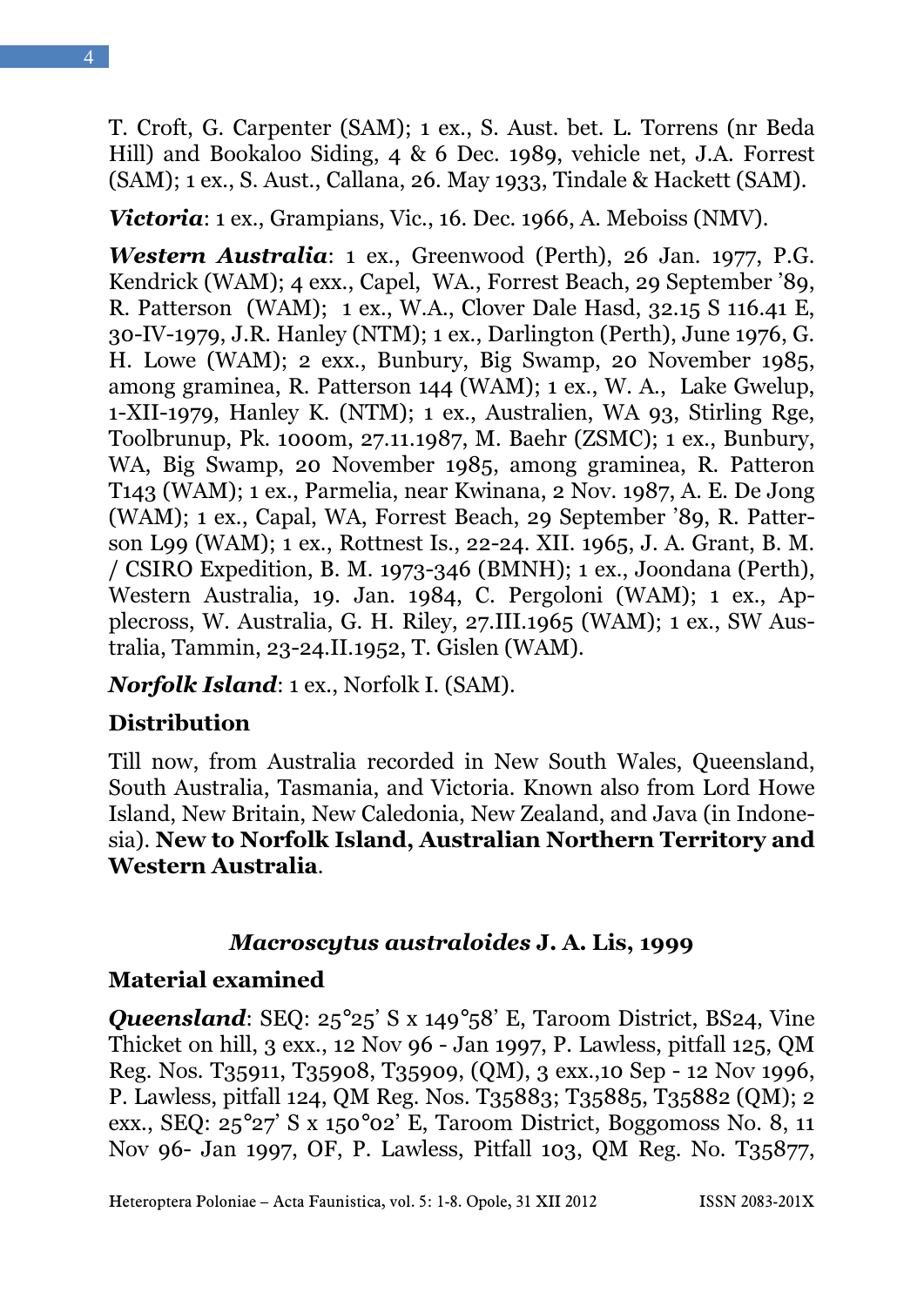T. Croft, G. Carpenter (SAM); 1 ex., S. Aust. bet. L. Torrens (nr Beda Hill) and Bookaloo Siding, 4 & 6 Dec. 1989, vehicle net, J.A. Forrest (SAM); 1 ex., S. Aust., Callana, 26. May 1933, Tindale & Hackett (SAM).

***Victoria***: 1 ex., Grampians, Vic., 16. Dec. 1966, A. Meboiss (NMV).

***Western Australia***: 1 ex., Greenwood (Perth), 26 Jan. 1977, P.G. Kendrick (WAM); 4 exx., Capel, WA., Forrest Beach, 29 September '89, R. Patterson (WAM); 1 ex., W.A., Clover Dale Hasd, 32.15 S 116.41 E, 30-IV-1979, J.R. Hanley (NTM); 1 ex., Darlington (Perth), June 1976, G. H. Lowe (WAM); 2 exx., Bunbury, Big Swamp, 20 November 1985, among graminea, R. Patterson 144 (WAM); 1 ex., W. A., Lake Gwelup, 1-XII-1979, Hanley K. (NTM); 1 ex., Australien, WA 93, Stirling Rge, Toolbrunup, Pk. 1000m, 27.11.1987, M. Baehr (ZSMC); 1 ex., Bunbury, WA, Big Swamp, 20 November 1985, among graminea, R. Patteron T143 (WAM); 1 ex., Parmelia, near Kwinana, 2 Nov. 1987, A. E. De Jong (WAM); 1 ex., Capal, WA, Forrest Beach, 29 September '89, R. Patterson L99 (WAM); 1 ex., Rottnest Is., 22-24. XII. 1965, J. A. Grant, B. M. / CSIRO Expedition, B. M. 1973-346 (BMNH); 1 ex., Joondana (Perth), Western Australia, 19. Jan. 1984, C. Pergoloni (WAM); 1 ex., Applecross, W. Australia, G. H. Riley, 27.III.1965 (WAM); 1 ex., SW Australia, Tammin, 23-24.II.1952, T. Gislen (WAM).

***Norfolk Island***: 1 ex., Norfolk I. (SAM).

**Distribution**

Till now, from Australia recorded in New South Wales, Queensland, South Australia, Tasmania, and Victoria. Known also from Lord Howe Island, New Britain, New Caledonia, New Zealand, and Java (in Indonesia). **New to Norfolk Island, Australian Northern Territory and Western Australia**.

## ***Macroscytus australoides*** **J. A. Lis, 1999**

**Material examined**

***Queensland***: SEQ: 25°25' S x 149°58' E, Taroom District, BS24, Vine Thicket on hill, 3 exx., 12 Nov 96 - Jan 1997, P. Lawless, pitfall 125, QM Reg. Nos. T35911, T35908, T35909, (QM), 3 exx.,10 Sep - 12 Nov 1996, P. Lawless, pitfall 124, QM Reg. Nos. T35883; T35885, T35882 (QM); 2 exx., SEQ: 25°27' S x 150°02' E, Taroom District, Boggomoss No. 8, 11 Nov 96- Jan 1997, OF, P. Lawless, Pitfall 103, QM Reg. No. T35877,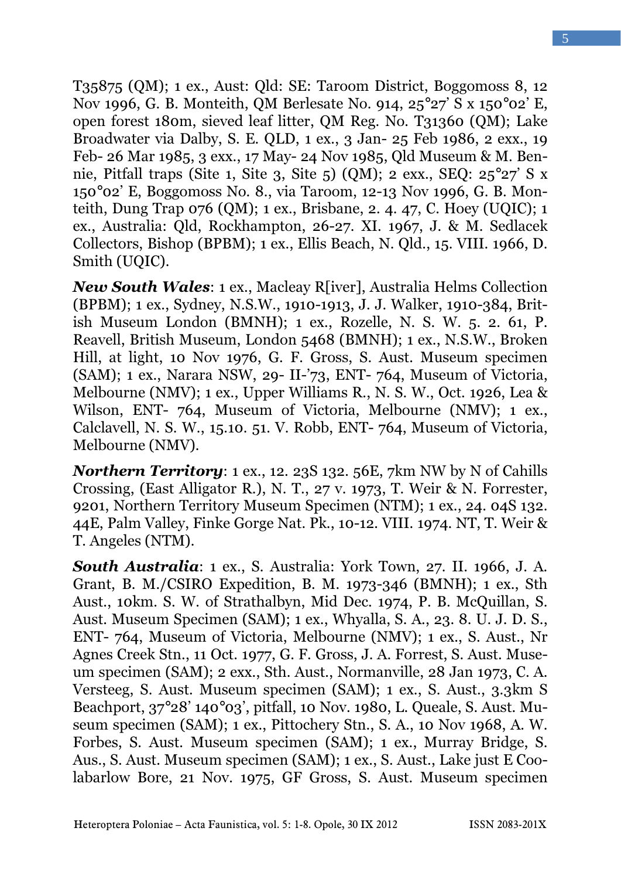T35875 (QM); 1 ex., Aust: Qld: SE: Taroom District, Boggomoss 8, 12 Nov 1996, G. B. Monteith, QM Berlesate No. 914, 25°27' S x 150°02' E, open forest 180m, sieved leaf litter, QM Reg. No. T31360 (QM); Lake Broadwater via Dalby, S. E. QLD, 1 ex., 3 Jan- 25 Feb 1986, 2 exx., 19 Feb- 26 Mar 1985, 3 exx., 17 May- 24 Nov 1985, Qld Museum & M. Bennie, Pitfall traps (Site 1, Site 3, Site 5) (QM); 2 exx., SEQ: 25°27' S x 150°02' E, Boggomoss No. 8., via Taroom, 12-13 Nov 1996, G. B. Monteith, Dung Trap 076 (QM); 1 ex., Brisbane, 2. 4. 47, C. Hoey (UQIC); 1 ex., Australia: Qld, Rockhampton, 26-27. XI. 1967, J. & M. Sedlacek Collectors, Bishop (BPBM); 1 ex., Ellis Beach, N. Qld., 15. VIII. 1966, D. Smith (UQIC).

***New South Wales***: 1 ex., Macleay R[iver], Australia Helms Collection (BPBM); 1 ex., Sydney, N.S.W., 1910-1913, J. J. Walker, 1910-384, British Museum London (BMNH); 1 ex., Rozelle, N. S. W. 5. 2. 61, P. Reavell, British Museum, London 5468 (BMNH); 1 ex., N.S.W., Broken Hill, at light, 10 Nov 1976, G. F. Gross, S. Aust. Museum specimen (SAM); 1 ex., Narara NSW, 29- II-'73, ENT- 764, Museum of Victoria, Melbourne (NMV); 1 ex., Upper Williams R., N. S. W., Oct. 1926, Lea & Wilson, ENT- 764, Museum of Victoria, Melbourne (NMV); 1 ex., Calclavell, N. S. W., 15.10. 51. V. Robb, ENT- 764, Museum of Victoria, Melbourne (NMV).

***Northern Territory***: 1 ex., 12. 23S 132. 56E, 7km NW by N of Cahills Crossing, (East Alligator R.), N. T., 27 v. 1973, T. Weir & N. Forrester, 9201, Northern Territory Museum Specimen (NTM); 1 ex., 24. 04S 132. 44E, Palm Valley, Finke Gorge Nat. Pk., 10-12. VIII. 1974. NT, T. Weir & T. Angeles (NTM).

***South Australia***: 1 ex., S. Australia: York Town, 27. II. 1966, J. A. Grant, B. M./CSIRO Expedition, B. M. 1973-346 (BMNH); 1 ex., Sth Aust., 10km. S. W. of Strathalbyn, Mid Dec. 1974, P. B. McQuillan, S. Aust. Museum Specimen (SAM); 1 ex., Whyalla, S. A., 23. 8. U. J. D. S., ENT- 764, Museum of Victoria, Melbourne (NMV); 1 ex., S. Aust., Nr Agnes Creek Stn., 11 Oct. 1977, G. F. Gross, J. A. Forrest, S. Aust. Museum specimen (SAM); 2 exx., Sth. Aust., Normanville, 28 Jan 1973, C. A. Versteeg, S. Aust. Museum specimen (SAM); 1 ex., S. Aust., 3.3km S Beachport, 37°28' 140°03', pitfall, 10 Nov. 1980, L. Queale, S. Aust. Museum specimen (SAM); 1 ex., Pittochery Stn., S. A., 10 Nov 1968, A. W. Forbes, S. Aust. Museum specimen (SAM); 1 ex., Murray Bridge, S. Aus., S. Aust. Museum specimen (SAM); 1 ex., S. Aust., Lake just E Coolabarlow Bore, 21 Nov. 1975, GF Gross, S. Aust. Museum specimen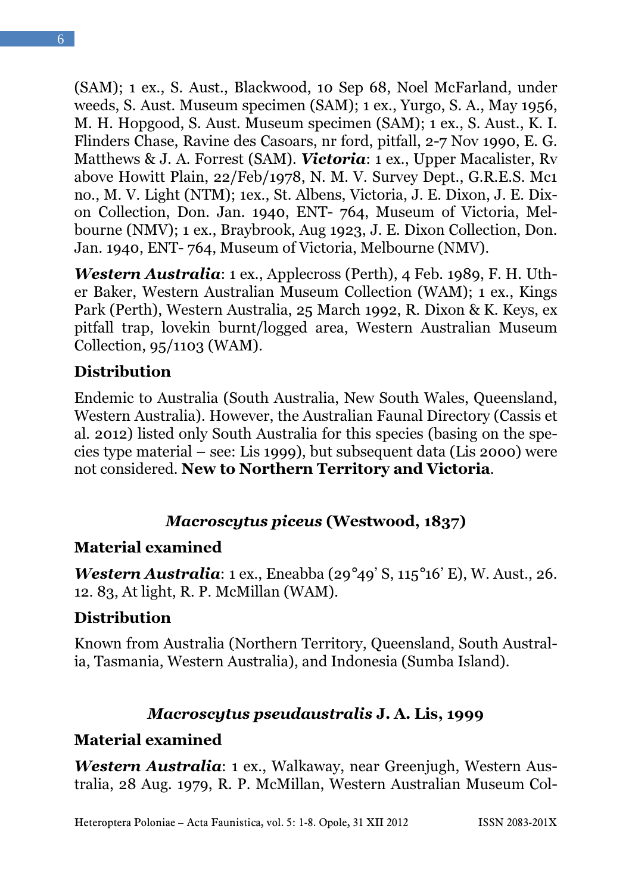(SAM); 1 ex., S. Aust., Blackwood, 10 Sep 68, Noel McFarland, under weeds, S. Aust. Museum specimen (SAM); 1 ex., Yurgo, S. A., May 1956, M. H. Hopgood, S. Aust. Museum specimen (SAM); 1 ex., S. Aust., K. I. Flinders Chase, Ravine des Casoars, nr ford, pitfall, 2-7 Nov 1990, E. G. Matthews & J. A. Forrest (SAM). ***Victoria***: 1 ex., Upper Macalister, Rv above Howitt Plain, 22/Feb/1978, N. M. V. Survey Dept., G.R.E.S. Mc1 no., M. V. Light (NTM); 1ex., St. Albens, Victoria, J. E. Dixon, J. E. Dixon Collection, Don. Jan. 1940, ENT- 764, Museum of Victoria, Melbourne (NMV); 1 ex., Braybrook, Aug 1923, J. E. Dixon Collection, Don. Jan. 1940, ENT- 764, Museum of Victoria, Melbourne (NMV).

***Western Australia***: 1 ex., Applecross (Perth), 4 Feb. 1989, F. H. Uther Baker, Western Australian Museum Collection (WAM); 1 ex., Kings Park (Perth), Western Australia, 25 March 1992, R. Dixon & K. Keys, ex pitfall trap, lovekin burnt/logged area, Western Australian Museum Collection, 95/1103 (WAM).

### Distribution

Endemic to Australia (South Australia, New South Wales, Queensland, Western Australia). However, the Australian Faunal Directory (Cassis et al. 2012) listed only South Australia for this species (basing on the species type material – see: Lis 1999), but subsequent data (Lis 2000) were not considered. **New to Northern Territory and Victoria**.

## *Macroscytus piceus* (Westwood, 1837)

### Material examined

***Western Australia***: 1 ex., Eneabba (29°49' S, 115°16' E), W. Aust., 26. 12. 83, At light, R. P. McMillan (WAM).

### Distribution

Known from Australia (Northern Territory, Queensland, South Australia, Tasmania, Western Australia), and Indonesia (Sumba Island).

## *Macroscytus pseudaustralis* J. A. Lis, 1999

### Material examined

***Western Australia***: 1 ex., Walkaway, near Greenjugh, Western Australia, 28 Aug. 1979, R. P. McMillan, Western Australian Museum Col-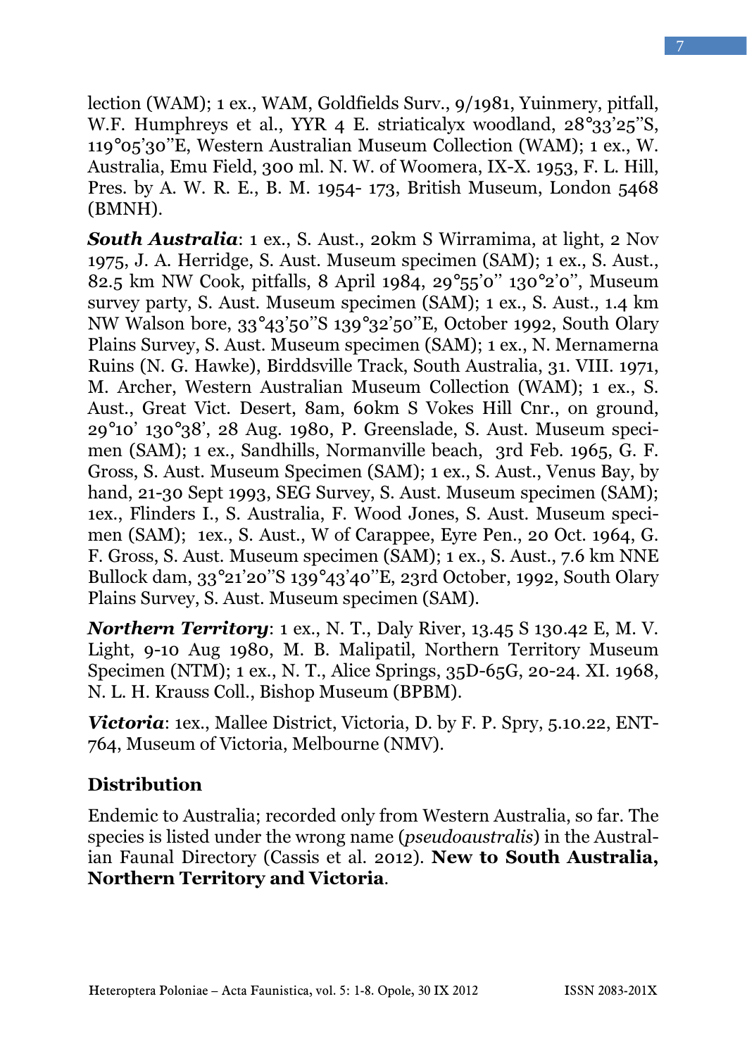lection (WAM); 1 ex., WAM, Goldfields Surv., 9/1981, Yuinmery, pitfall, W.F. Humphreys et al., YYR 4 E. striaticalyx woodland, 28°33'25''S, 119°05'30''E, Western Australian Museum Collection (WAM); 1 ex., W. Australia, Emu Field, 300 ml. N. W. of Woomera, IX-X. 1953, F. L. Hill, Pres. by A. W. R. E., B. M. 1954- 173, British Museum, London 5468 (BMNH).

***South Australia***: 1 ex., S. Aust., 20km S Wirramima, at light, 2 Nov 1975, J. A. Herridge, S. Aust. Museum specimen (SAM); 1 ex., S. Aust., 82.5 km NW Cook, pitfalls, 8 April 1984, 29°55'0'' 130°2'0'', Museum survey party, S. Aust. Museum specimen (SAM); 1 ex., S. Aust., 1.4 km NW Walson bore, 33°43'50''S 139°32'50''E, October 1992, South Olary Plains Survey, S. Aust. Museum specimen (SAM); 1 ex., N. Mernamerna Ruins (N. G. Hawke), Birddsville Track, South Australia, 31. VIII. 1971, M. Archer, Western Australian Museum Collection (WAM); 1 ex., S. Aust., Great Vict. Desert, 8am, 60km S Vokes Hill Cnr., on ground, 29°10' 130°38', 28 Aug. 1980, P. Greenslade, S. Aust. Museum specimen (SAM); 1 ex., Sandhills, Normanville beach, 3rd Feb. 1965, G. F. Gross, S. Aust. Museum Specimen (SAM); 1 ex., S. Aust., Venus Bay, by hand, 21-30 Sept 1993, SEG Survey, S. Aust. Museum specimen (SAM); 1ex., Flinders I., S. Australia, F. Wood Jones, S. Aust. Museum specimen (SAM); 1ex., S. Aust., W of Carappee, Eyre Pen., 20 Oct. 1964, G. F. Gross, S. Aust. Museum specimen (SAM); 1 ex., S. Aust., 7.6 km NNE Bullock dam, 33°21'20''S 139°43'40''E, 23rd October, 1992, South Olary Plains Survey, S. Aust. Museum specimen (SAM).

***Northern Territory***: 1 ex., N. T., Daly River, 13.45 S 130.42 E, M. V. Light, 9-10 Aug 1980, M. B. Malipatil, Northern Territory Museum Specimen (NTM); 1 ex., N. T., Alice Springs, 35D-65G, 20-24. XI. 1968, N. L. H. Krauss Coll., Bishop Museum (BPBM).

***Victoria***: 1ex., Mallee District, Victoria, D. by F. P. Spry, 5.10.22, ENT-764, Museum of Victoria, Melbourne (NMV).

## Distribution

Endemic to Australia; recorded only from Western Australia, so far. The species is listed under the wrong name (*pseudoaustralis*) in the Australian Faunal Directory (Cassis et al. 2012). **New to South Australia, Northern Territory and Victoria**.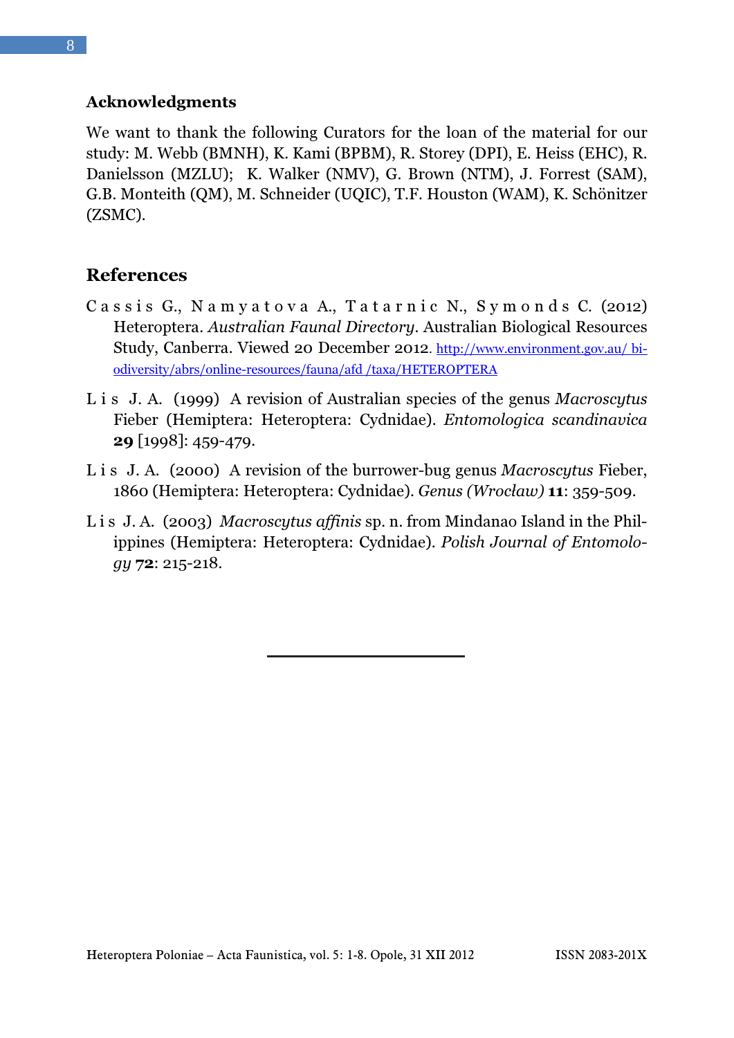## Acknowledgments

We want to thank the following Curators for the loan of the material for our study: M. Webb (BMNH), K. Kami (BPBM), R. Storey (DPI), E. Heiss (EHC), R. Danielsson (MZLU); K. Walker (NMV), G. Brown (NTM), J. Forrest (SAM), G.B. Monteith (QM), M. Schneider (UQIC), T.F. Houston (WAM), K. Schönitzer (ZSMC).

## References

Cassis G., Namyatova A., Tatarnic N., Symonds C. (2012) Heteroptera. *Australian Faunal Directory*. Australian Biological Resources Study, Canberra. Viewed 20 December 2012. http://www.environment.gov.au/ biodiversity/abrs/online-resources/fauna/afd /taxa/HETEROPTERA

Lis J. A. (1999) A revision of Australian species of the genus *Macroscytus* Fieber (Hemiptera: Heteroptera: Cydnidae). *Entomologica scandinavica* **29** [1998]: 459-479.

Lis J. A. (2000) A revision of the burrower-bug genus *Macroscytus* Fieber, 1860 (Hemiptera: Heteroptera: Cydnidae). *Genus (Wrocław)* **11**: 359-509.

Lis J. A. (2003) *Macroscytus affinis* sp. n. from Mindanao Island in the Philippines (Hemiptera: Heteroptera: Cydnidae). *Polish Journal of Entomology* **72**: 215-218.